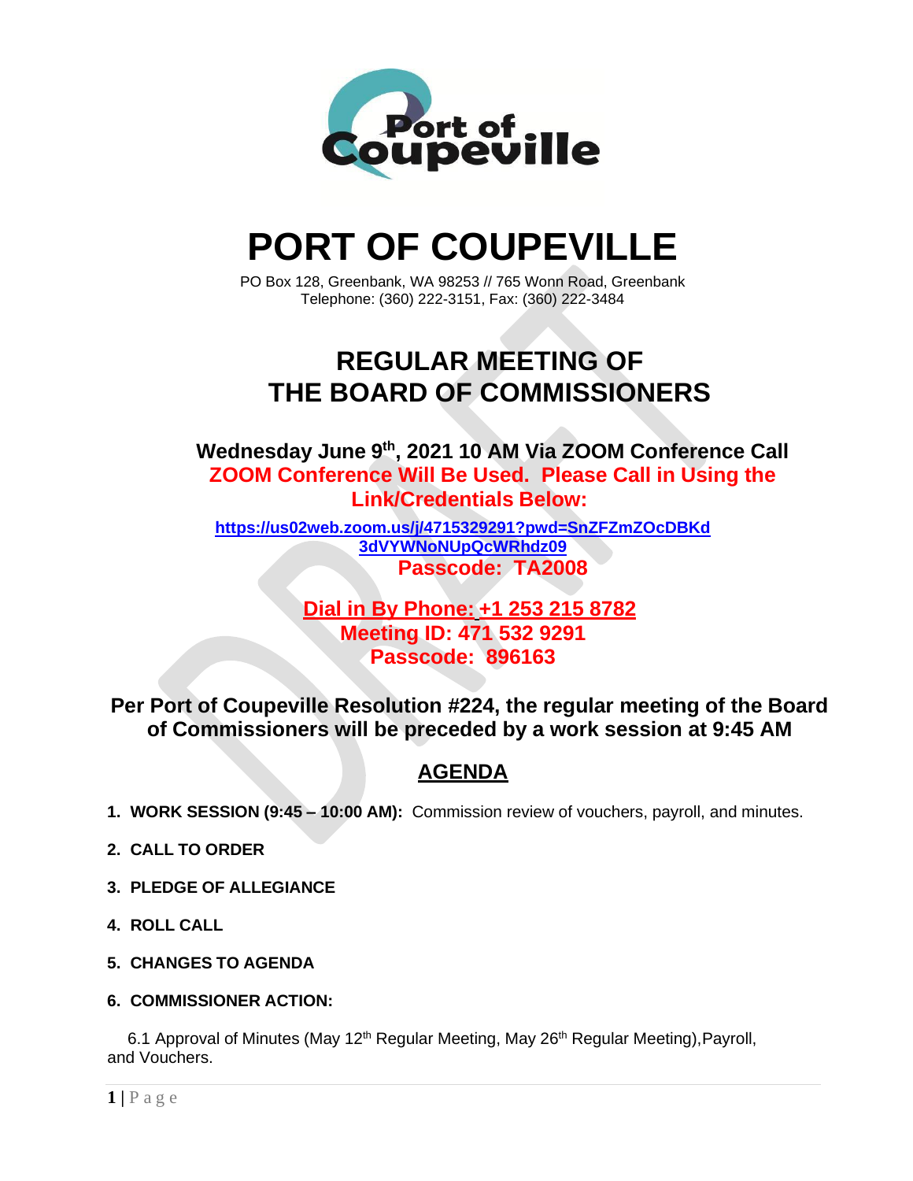# PORT OF COUPEVILLE

PO Box 128, Greenbank, WA 98253 // 765 Wonn Road, Greenbank
Telephone: (360) 222-3151, Fax: (360) 222-3484

## REGULAR MEETING OF THE BOARD OF COMMISSIONERS

**Wednesday June 9th, 2021 10 AM Via ZOOM Conference Call**

**ZOOM Conference Will Be Used. Please Call in Using the Link/Credentials Below:**

**https://us02web.zoom.us/j/4715329291?pwd=SnZFZmZOcDBKd3dVYWNoNUpQcWRhdz09**

**Passcode: TA2008**

**Dial in By Phone: +1 253 215 8782**
**Meeting ID: 471 532 9291**
**Passcode: 896163**

**Per Port of Coupeville Resolution #224, the regular meeting of the Board of Commissioners will be preceded by a work session at 9:45 AM**

## AGENDA

1. **WORK SESSION (9:45 – 10:00 AM):** Commission review of vouchers, payroll, and minutes.
2. **CALL TO ORDER**
3. **PLEDGE OF ALLEGIANCE**
4. **ROLL CALL**
5. **CHANGES TO AGENDA**
6. **COMMISSIONER ACTION:**

6.1 Approval of Minutes (May 12th Regular Meeting, May 26th Regular Meeting), Payroll, and Vouchers.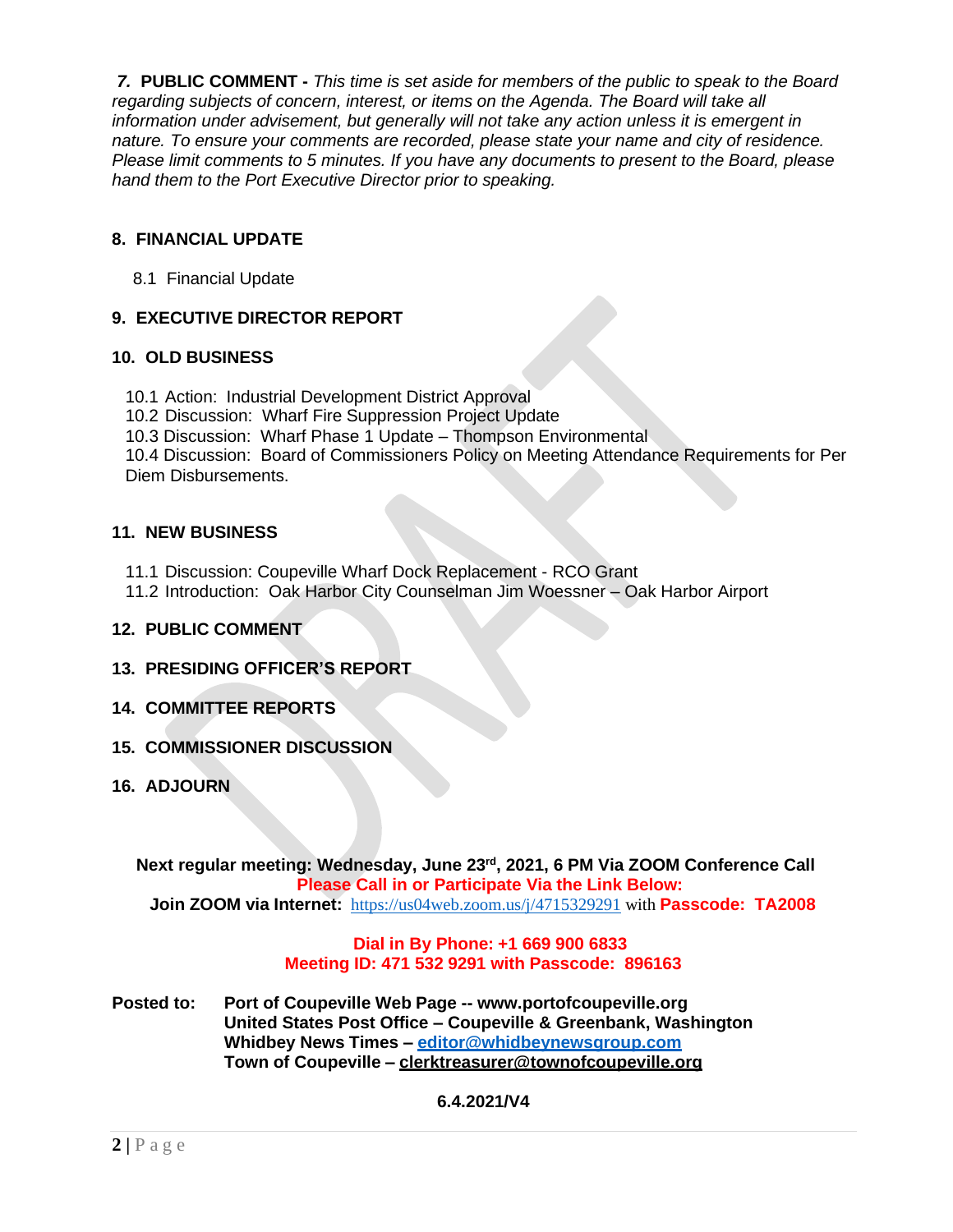***7.* PUBLIC COMMENT -** *This time is set aside for members of the public to speak to the Board regarding subjects of concern, interest, or items on the Agenda. The Board will take all information under advisement, but generally will not take any action unless it is emergent in nature. To ensure your comments are recorded, please state your name and city of residence. Please limit comments to 5 minutes. If you have any documents to present to the Board, please hand them to the Port Executive Director prior to speaking.*

**8. FINANCIAL UPDATE**

8.1 Financial Update

**9. EXECUTIVE DIRECTOR REPORT**

**10. OLD BUSINESS**

10.1 Action: Industrial Development District Approval
10.2 Discussion: Wharf Fire Suppression Project Update
10.3 Discussion: Wharf Phase 1 Update – Thompson Environmental
10.4 Discussion: Board of Commissioners Policy on Meeting Attendance Requirements for Per Diem Disbursements.

**11. NEW BUSINESS**

11.1 Discussion: Coupeville Wharf Dock Replacement - RCO Grant
11.2 Introduction: Oak Harbor City Counselman Jim Woessner – Oak Harbor Airport

**12. PUBLIC COMMENT**

**13. PRESIDING OFFICER'S REPORT**

**14. COMMITTEE REPORTS**

**15. COMMISSIONER DISCUSSION**

**16. ADJOURN**

**Next regular meeting: Wednesday, June 23rd, 2021, 6 PM Via ZOOM Conference Call**
**Please Call in or Participate Via the Link Below:**
**Join ZOOM via Internet:** https://us04web.zoom.us/j/4715329291 with **Passcode: TA2008**

**Dial in By Phone: +1 669 900 6833**
**Meeting ID: 471 532 9291 with Passcode: 896163**

**Posted to:** **Port of Coupeville Web Page -- www.portofcoupeville.org**
**United States Post Office – Coupeville & Greenbank, Washington**
**Whidbey News Times – editor@whidbeynewsgroup.com**
**Town of Coupeville – clerktreasurer@townofcoupeville.org**

**6.4.2021/V4**